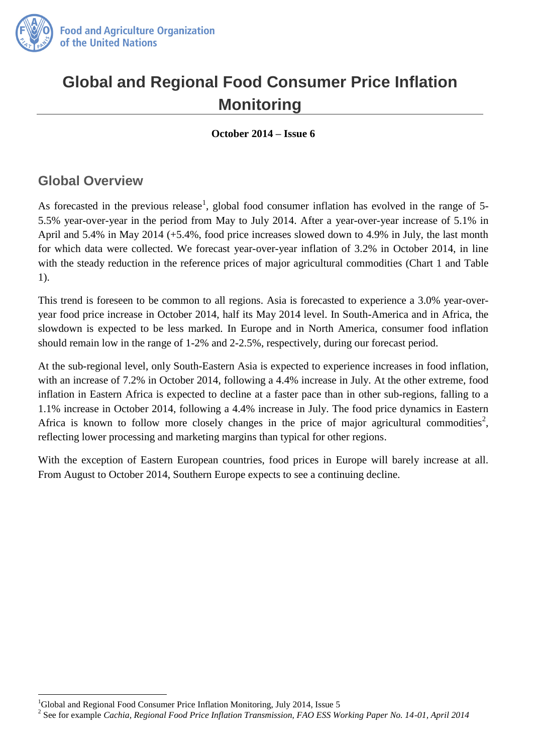Food and Agriculture Organization of the United Nations

# Global and Regional Food Consumer Price Inflation Monitoring

**October 2014 – Issue 6**

## Global Overview

As forecasted in the previous release[1], global food consumer inflation has evolved in the range of 5-5.5% year-over-year in the period from May to July 2014. After a year-over-year increase of 5.1% in April and 5.4% in May 2014 (+5.4%, food price increases slowed down to 4.9% in July, the last month for which data were collected. We forecast year-over-year inflation of 3.2% in October 2014, in line with the steady reduction in the reference prices of major agricultural commodities (Chart 1 and Table 1).

This trend is foreseen to be common to all regions. Asia is forecasted to experience a 3.0% year-over-year food price increase in October 2014, half its May 2014 level. In South-America and in Africa, the slowdown is expected to be less marked. In Europe and in North America, consumer food inflation should remain low in the range of 1-2% and 2-2.5%, respectively, during our forecast period.

At the sub-regional level, only South-Eastern Asia is expected to experience increases in food inflation, with an increase of 7.2% in October 2014, following a 4.4% increase in July. At the other extreme, food inflation in Eastern Africa is expected to decline at a faster pace than in other sub-regions, falling to a 1.1% increase in October 2014, following a 4.4% increase in July. The food price dynamics in Eastern Africa is known to follow more closely changes in the price of major agricultural commodities[2], reflecting lower processing and marketing margins than typical for other regions.

With the exception of Eastern European countries, food prices in Europe will barely increase at all. From August to October 2014, Southern Europe expects to see a continuing decline.

[1] Global and Regional Food Consumer Price Inflation Monitoring, July 2014, Issue 5

[2] See for example *Cachia, Regional Food Price Inflation Transmission, FAO ESS Working Paper No. 14-01, April 2014*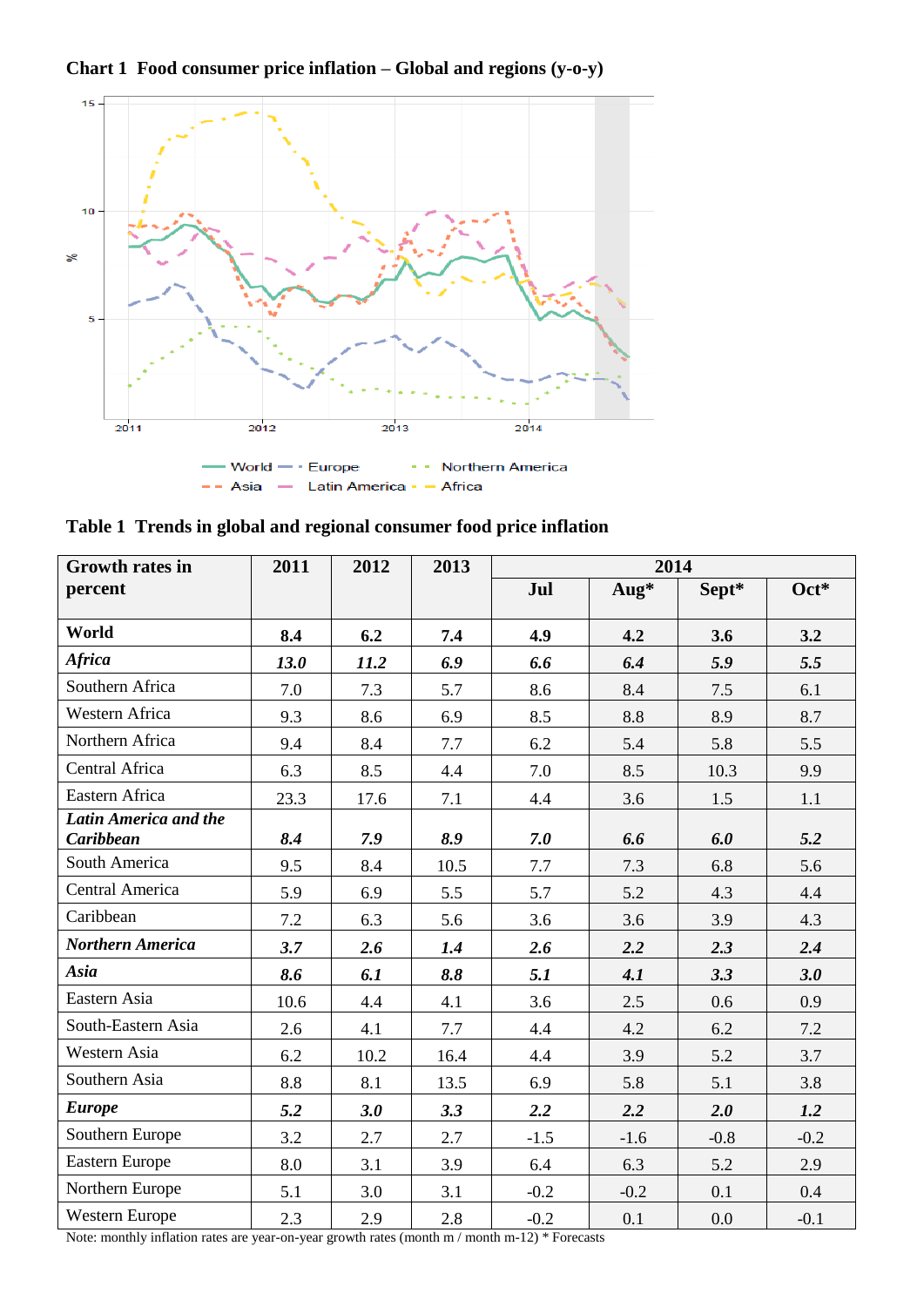**Chart 1 Food consumer price inflation – Global and regions (y-o-y)**

**Table 1 Trends in global and regional consumer food price inflation**

| Growth rates in percent | 2011 | 2012 | 2013 | 2014 | | | |
|---|---|---|---|---|---|---|---|
| | | | | Jul | Aug* | Sept* | Oct* |
| **World** | **8.4** | **6.2** | **7.4** | **4.9** | **4.2** | **3.6** | **3.2** |
| ***Africa*** | ***13.0*** | ***11.2*** | ***6.9*** | ***6.6*** | ***6.4*** | ***5.9*** | ***5.5*** |
| Southern Africa | 7.0 | 7.3 | 5.7 | 8.6 | 8.4 | 7.5 | 6.1 |
| Western Africa | 9.3 | 8.6 | 6.9 | 8.5 | 8.8 | 8.9 | 8.7 |
| Northern Africa | 9.4 | 8.4 | 7.7 | 6.2 | 5.4 | 5.8 | 5.5 |
| Central Africa | 6.3 | 8.5 | 4.4 | 7.0 | 8.5 | 10.3 | 9.9 |
| Eastern Africa | 23.3 | 17.6 | 7.1 | 4.4 | 3.6 | 1.5 | 1.1 |
| ***Latin America and the Caribbean*** | ***8.4*** | ***7.9*** | ***8.9*** | ***7.0*** | ***6.6*** | ***6.0*** | ***5.2*** |
| South America | 9.5 | 8.4 | 10.5 | 7.7 | 7.3 | 6.8 | 5.6 |
| Central America | 5.9 | 6.9 | 5.5 | 5.7 | 5.2 | 4.3 | 4.4 |
| Caribbean | 7.2 | 6.3 | 5.6 | 3.6 | 3.6 | 3.9 | 4.3 |
| ***Northern America*** | ***3.7*** | ***2.6*** | ***1.4*** | ***2.6*** | ***2.2*** | ***2.3*** | ***2.4*** |
| ***Asia*** | ***8.6*** | ***6.1*** | ***8.8*** | ***5.1*** | ***4.1*** | ***3.3*** | ***3.0*** |
| Eastern Asia | 10.6 | 4.4 | 4.1 | 3.6 | 2.5 | 0.6 | 0.9 |
| South-Eastern Asia | 2.6 | 4.1 | 7.7 | 4.4 | 4.2 | 6.2 | 7.2 |
| Western Asia | 6.2 | 10.2 | 16.4 | 4.4 | 3.9 | 5.2 | 3.7 |
| Southern Asia | 8.8 | 8.1 | 13.5 | 6.9 | 5.8 | 5.1 | 3.8 |
| ***Europe*** | ***5.2*** | ***3.0*** | ***3.3*** | ***2.2*** | ***2.2*** | ***2.0*** | ***1.2*** |
| Southern Europe | 3.2 | 2.7 | 2.7 | -1.5 | -1.6 | -0.8 | -0.2 |
| Eastern Europe | 8.0 | 3.1 | 3.9 | 6.4 | 6.3 | 5.2 | 2.9 |
| Northern Europe | 5.1 | 3.0 | 3.1 | -0.2 | -0.2 | 0.1 | 0.4 |
| Western Europe | 2.3 | 2.9 | 2.8 | -0.2 | 0.1 | 0.0 | -0.1 |

Note: monthly inflation rates are year-on-year growth rates (month m / month m-12) * Forecasts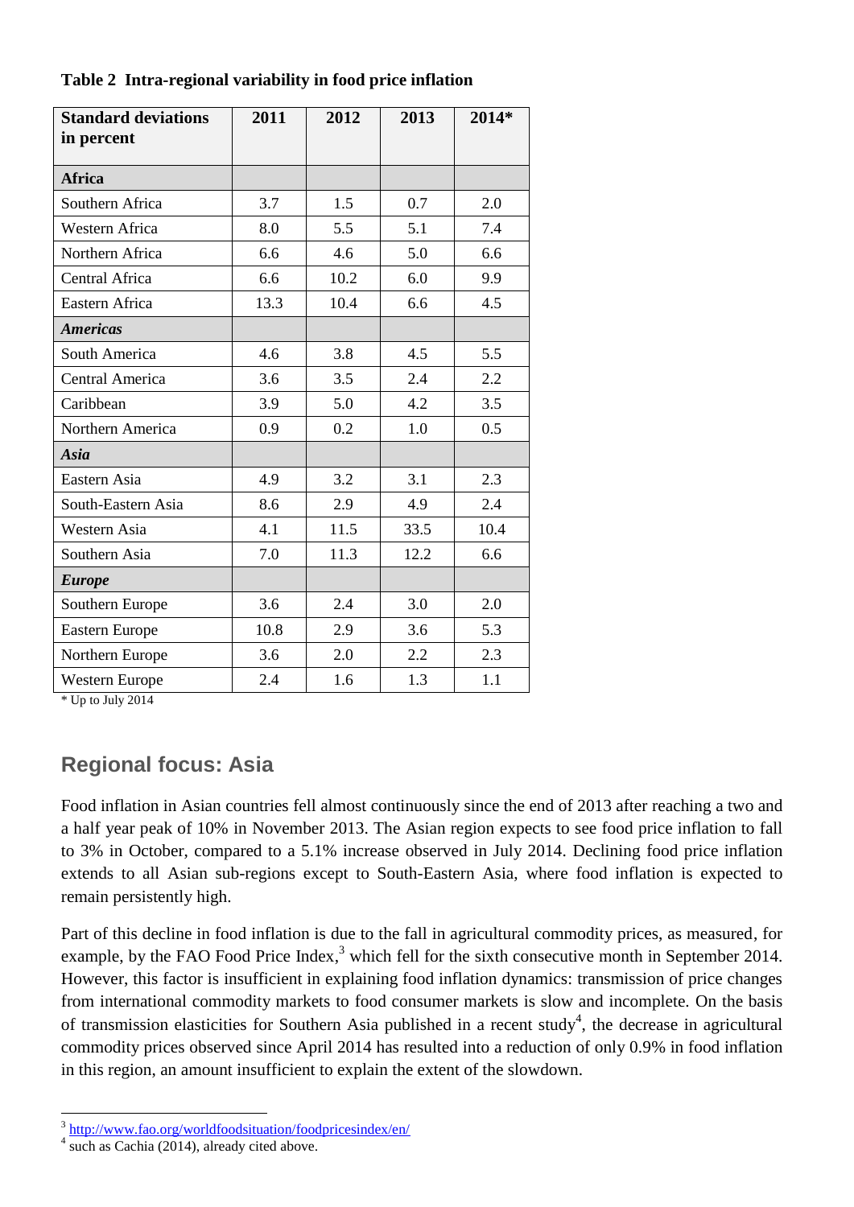**Table 2 Intra-regional variability in food price inflation**

| Standard deviations in percent | 2011 | 2012 | 2013 | 2014* |
|---|---|---|---|---|
| **Africa** | | | | |
| Southern Africa | 3.7 | 1.5 | 0.7 | 2.0 |
| Western Africa | 8.0 | 5.5 | 5.1 | 7.4 |
| Northern Africa | 6.6 | 4.6 | 5.0 | 6.6 |
| Central Africa | 6.6 | 10.2 | 6.0 | 9.9 |
| Eastern Africa | 13.3 | 10.4 | 6.6 | 4.5 |
| ***Americas*** | | | | |
| South America | 4.6 | 3.8 | 4.5 | 5.5 |
| Central America | 3.6 | 3.5 | 2.4 | 2.2 |
| Caribbean | 3.9 | 5.0 | 4.2 | 3.5 |
| Northern America | 0.9 | 0.2 | 1.0 | 0.5 |
| ***Asia*** | | | | |
| Eastern Asia | 4.9 | 3.2 | 3.1 | 2.3 |
| South-Eastern Asia | 8.6 | 2.9 | 4.9 | 2.4 |
| Western Asia | 4.1 | 11.5 | 33.5 | 10.4 |
| Southern Asia | 7.0 | 11.3 | 12.2 | 6.6 |
| ***Europe*** | | | | |
| Southern Europe | 3.6 | 2.4 | 3.0 | 2.0 |
| Eastern Europe | 10.8 | 2.9 | 3.6 | 5.3 |
| Northern Europe | 3.6 | 2.0 | 2.2 | 2.3 |
| Western Europe | 2.4 | 1.6 | 1.3 | 1.1 |

\* Up to July 2014

## Regional focus: Asia

Food inflation in Asian countries fell almost continuously since the end of 2013 after reaching a two and a half year peak of 10% in November 2013. The Asian region expects to see food price inflation to fall to 3% in October, compared to a 5.1% increase observed in July 2014. Declining food price inflation extends to all Asian sub-regions except to South-Eastern Asia, where food inflation is expected to remain persistently high.

Part of this decline in food inflation is due to the fall in agricultural commodity prices, as measured, for example, by the FAO Food Price Index,[3] which fell for the sixth consecutive month in September 2014. However, this factor is insufficient in explaining food inflation dynamics: transmission of price changes from international commodity markets to food consumer markets is slow and incomplete. On the basis of transmission elasticities for Southern Asia published in a recent study[4], the decrease in agricultural commodity prices observed since April 2014 has resulted into a reduction of only 0.9% in food inflation in this region, an amount insufficient to explain the extent of the slowdown.

[3] http://www.fao.org/worldfoodsituation/foodpricesindex/en/

[4] such as Cachia (2014), already cited above.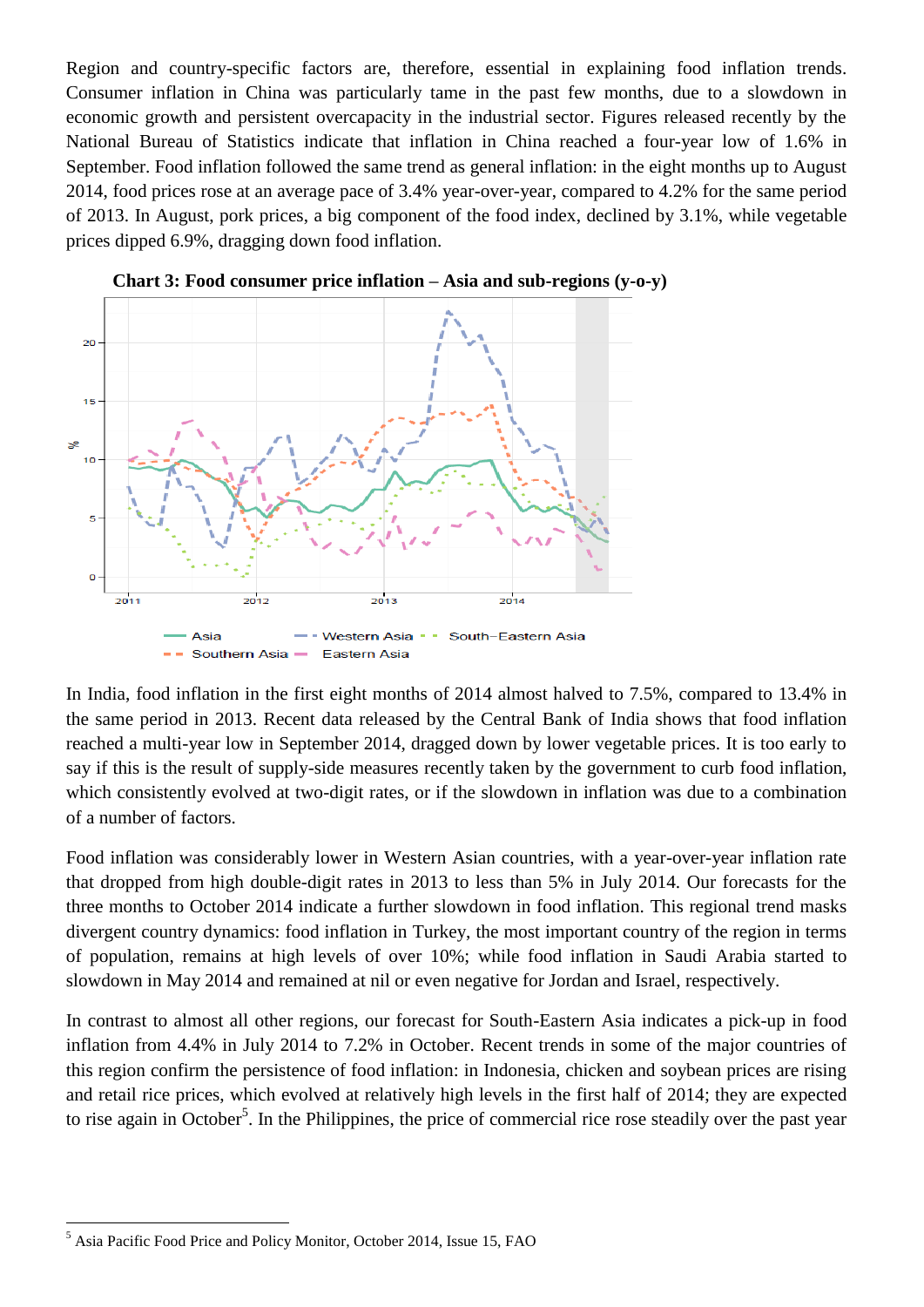Region and country-specific factors are, therefore, essential in explaining food inflation trends. Consumer inflation in China was particularly tame in the past few months, due to a slowdown in economic growth and persistent overcapacity in the industrial sector. Figures released recently by the National Bureau of Statistics indicate that inflation in China reached a four-year low of 1.6% in September. Food inflation followed the same trend as general inflation: in the eight months up to August 2014, food prices rose at an average pace of 3.4% year-over-year, compared to 4.2% for the same period of 2013. In August, pork prices, a big component of the food index, declined by 3.1%, while vegetable prices dipped 6.9%, dragging down food inflation.

**Chart 3: Food consumer price inflation – Asia and sub-regions (y-o-y)**

In India, food inflation in the first eight months of 2014 almost halved to 7.5%, compared to 13.4% in the same period in 2013. Recent data released by the Central Bank of India shows that food inflation reached a multi-year low in September 2014, dragged down by lower vegetable prices. It is too early to say if this is the result of supply-side measures recently taken by the government to curb food inflation, which consistently evolved at two-digit rates, or if the slowdown in inflation was due to a combination of a number of factors.

Food inflation was considerably lower in Western Asian countries, with a year-over-year inflation rate that dropped from high double-digit rates in 2013 to less than 5% in July 2014. Our forecasts for the three months to October 2014 indicate a further slowdown in food inflation. This regional trend masks divergent country dynamics: food inflation in Turkey, the most important country of the region in terms of population, remains at high levels of over 10%; while food inflation in Saudi Arabia started to slowdown in May 2014 and remained at nil or even negative for Jordan and Israel, respectively.

In contrast to almost all other regions, our forecast for South-Eastern Asia indicates a pick-up in food inflation from 4.4% in July 2014 to 7.2% in October. Recent trends in some of the major countries of this region confirm the persistence of food inflation: in Indonesia, chicken and soybean prices are rising and retail rice prices, which evolved at relatively high levels in the first half of 2014; they are expected to rise again in October[5]. In the Philippines, the price of commercial rice rose steadily over the past year

[5] Asia Pacific Food Price and Policy Monitor, October 2014, Issue 15, FAO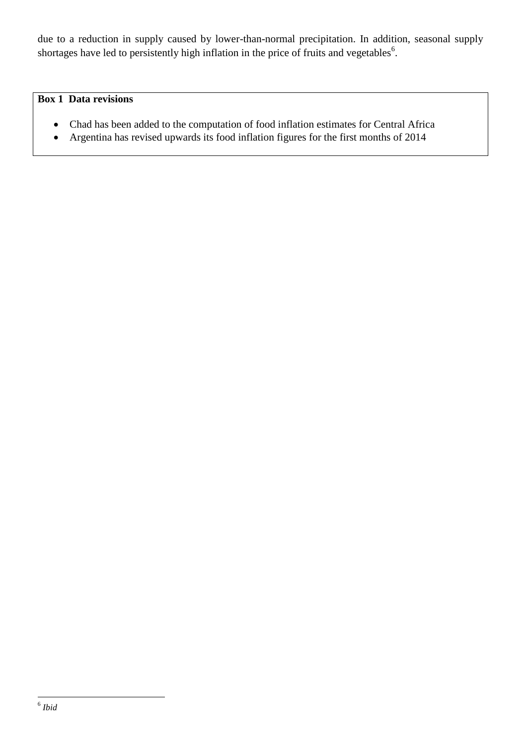due to a reduction in supply caused by lower-than-normal precipitation. In addition, seasonal supply shortages have led to persistently high inflation in the price of fruits and vegetables[6].

**Box 1 Data revisions**

- Chad has been added to the computation of food inflation estimates for Central Africa
- Argentina has revised upwards its food inflation figures for the first months of 2014

[6] *Ibid*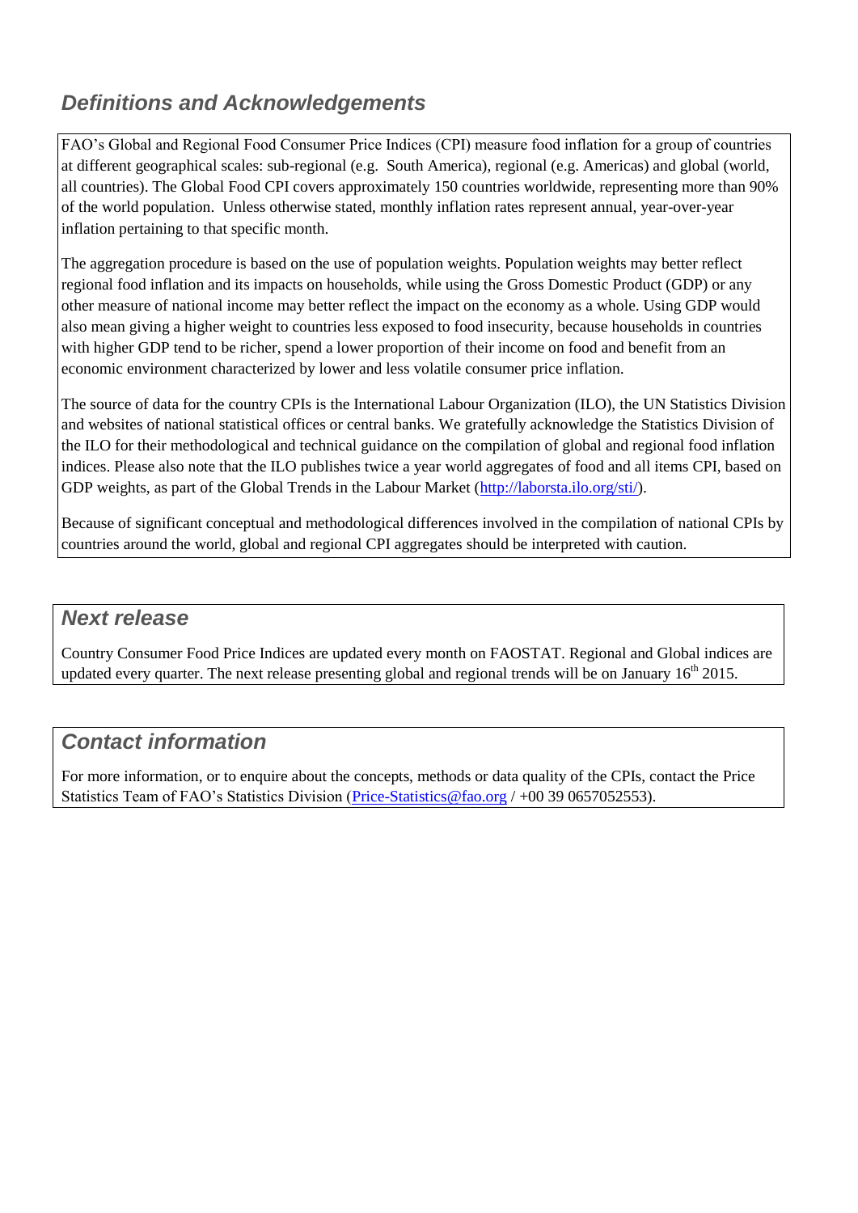## *Definitions and Acknowledgements*

FAO's Global and Regional Food Consumer Price Indices (CPI) measure food inflation for a group of countries at different geographical scales: sub-regional (e.g. South America), regional (e.g. Americas) and global (world, all countries). The Global Food CPI covers approximately 150 countries worldwide, representing more than 90% of the world population. Unless otherwise stated, monthly inflation rates represent annual, year-over-year inflation pertaining to that specific month.

The aggregation procedure is based on the use of population weights. Population weights may better reflect regional food inflation and its impacts on households, while using the Gross Domestic Product (GDP) or any other measure of national income may better reflect the impact on the economy as a whole. Using GDP would also mean giving a higher weight to countries less exposed to food insecurity, because households in countries with higher GDP tend to be richer, spend a lower proportion of their income on food and benefit from an economic environment characterized by lower and less volatile consumer price inflation.

The source of data for the country CPIs is the International Labour Organization (ILO), the UN Statistics Division and websites of national statistical offices or central banks. We gratefully acknowledge the Statistics Division of the ILO for their methodological and technical guidance on the compilation of global and regional food inflation indices. Please also note that the ILO publishes twice a year world aggregates of food and all items CPI, based on GDP weights, as part of the Global Trends in the Labour Market (http://laborsta.ilo.org/sti/).

Because of significant conceptual and methodological differences involved in the compilation of national CPIs by countries around the world, global and regional CPI aggregates should be interpreted with caution.

## *Next release*

Country Consumer Food Price Indices are updated every month on FAOSTAT. Regional and Global indices are updated every quarter. The next release presenting global and regional trends will be on January 16th 2015.

## *Contact information*

For more information, or to enquire about the concepts, methods or data quality of the CPIs, contact the Price Statistics Team of FAO's Statistics Division (Price-Statistics@fao.org / +00 39 0657052553).